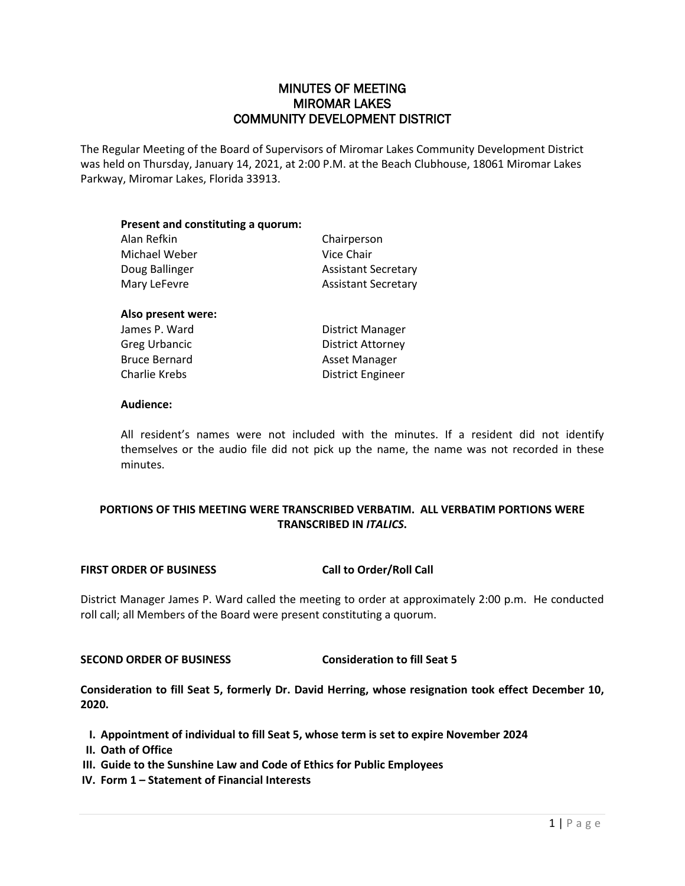# MINUTES OF MEETING
# MIROMAR LAKES
# COMMUNITY DEVELOPMENT DISTRICT

The Regular Meeting of the Board of Supervisors of Miromar Lakes Community Development District was held on Thursday, January 14, 2021, at 2:00 P.M. at the Beach Clubhouse, 18061 Miromar Lakes Parkway, Miromar Lakes, Florida 33913.

**Present and constituting a quorum:**

| | |
|---|---|
| Alan Refkin | Chairperson |
| Michael Weber | Vice Chair |
| Doug Ballinger | Assistant Secretary |
| Mary LeFevre | Assistant Secretary |

**Also present were:**

| | |
|---|---|
| James P. Ward | District Manager |
| Greg Urbancic | District Attorney |
| Bruce Bernard | Asset Manager |
| Charlie Krebs | District Engineer |

**Audience:**

All resident's names were not included with the minutes. If a resident did not identify themselves or the audio file did not pick up the name, the name was not recorded in these minutes.

**PORTIONS OF THIS MEETING WERE TRANSCRIBED VERBATIM. ALL VERBATIM PORTIONS WERE TRANSCRIBED IN *ITALICS*.**

**FIRST ORDER OF BUSINESS** **Call to Order/Roll Call**

District Manager James P. Ward called the meeting to order at approximately 2:00 p.m. He conducted roll call; all Members of the Board were present constituting a quorum.

**SECOND ORDER OF BUSINESS** **Consideration to fill Seat 5**

**Consideration to fill Seat 5, formerly Dr. David Herring, whose resignation took effect December 10, 2020.**

- **I. Appointment of individual to fill Seat 5, whose term is set to expire November 2024**
- **II. Oath of Office**
- **III. Guide to the Sunshine Law and Code of Ethics for Public Employees**
- **IV. Form 1 – Statement of Financial Interests**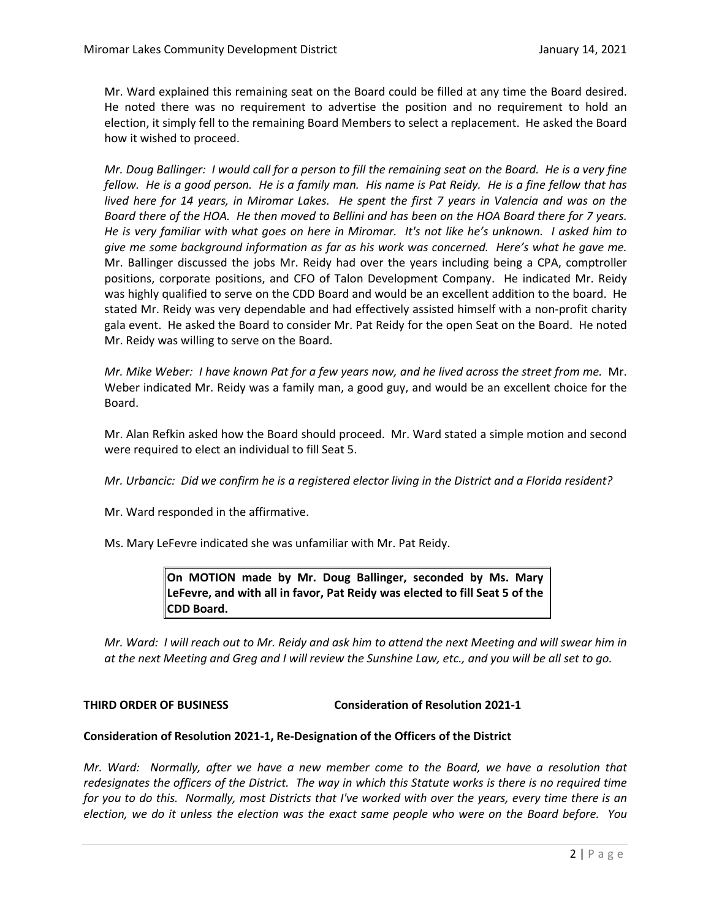Mr. Ward explained this remaining seat on the Board could be filled at any time the Board desired. He noted there was no requirement to advertise the position and no requirement to hold an election, it simply fell to the remaining Board Members to select a replacement. He asked the Board how it wished to proceed.

*Mr. Doug Ballinger: I would call for a person to fill the remaining seat on the Board. He is a very fine fellow. He is a good person. He is a family man. His name is Pat Reidy. He is a fine fellow that has lived here for 14 years, in Miromar Lakes. He spent the first 7 years in Valencia and was on the Board there of the HOA. He then moved to Bellini and has been on the HOA Board there for 7 years. He is very familiar with what goes on here in Miromar. It's not like he's unknown. I asked him to give me some background information as far as his work was concerned. Here's what he gave me.* Mr. Ballinger discussed the jobs Mr. Reidy had over the years including being a CPA, comptroller positions, corporate positions, and CFO of Talon Development Company. He indicated Mr. Reidy was highly qualified to serve on the CDD Board and would be an excellent addition to the board. He stated Mr. Reidy was very dependable and had effectively assisted himself with a non-profit charity gala event. He asked the Board to consider Mr. Pat Reidy for the open Seat on the Board. He noted Mr. Reidy was willing to serve on the Board.

*Mr. Mike Weber: I have known Pat for a few years now, and he lived across the street from me.* Mr. Weber indicated Mr. Reidy was a family man, a good guy, and would be an excellent choice for the Board.

Mr. Alan Refkin asked how the Board should proceed. Mr. Ward stated a simple motion and second were required to elect an individual to fill Seat 5.

*Mr. Urbancic: Did we confirm he is a registered elector living in the District and a Florida resident?*

Mr. Ward responded in the affirmative.

Ms. Mary LeFevre indicated she was unfamiliar with Mr. Pat Reidy.

> **On MOTION made by Mr. Doug Ballinger, seconded by Ms. Mary LeFevre, and with all in favor, Pat Reidy was elected to fill Seat 5 of the CDD Board.**

*Mr. Ward: I will reach out to Mr. Reidy and ask him to attend the next Meeting and will swear him in at the next Meeting and Greg and I will review the Sunshine Law, etc., and you will be all set to go.*

**THIRD ORDER OF BUSINESS Consideration of Resolution 2021-1**

**Consideration of Resolution 2021-1, Re-Designation of the Officers of the District**

*Mr. Ward: Normally, after we have a new member come to the Board, we have a resolution that redesignates the officers of the District. The way in which this Statute works is there is no required time for you to do this. Normally, most Districts that I've worked with over the years, every time there is an election, we do it unless the election was the exact same people who were on the Board before. You*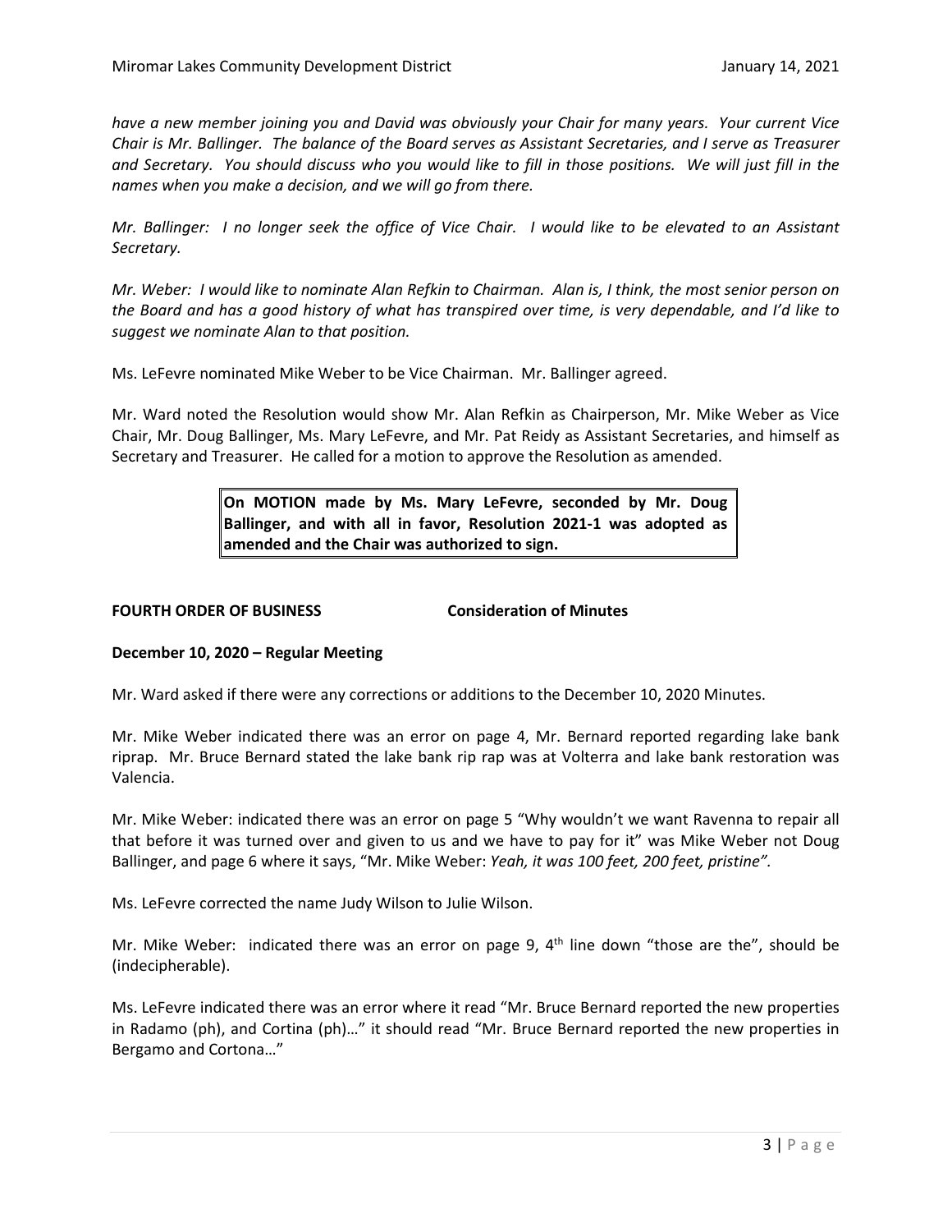*have a new member joining you and David was obviously your Chair for many years. Your current Vice Chair is Mr. Ballinger. The balance of the Board serves as Assistant Secretaries, and I serve as Treasurer and Secretary. You should discuss who you would like to fill in those positions. We will just fill in the names when you make a decision, and we will go from there.*

*Mr. Ballinger: I no longer seek the office of Vice Chair. I would like to be elevated to an Assistant Secretary.*

*Mr. Weber: I would like to nominate Alan Refkin to Chairman. Alan is, I think, the most senior person on the Board and has a good history of what has transpired over time, is very dependable, and I'd like to suggest we nominate Alan to that position.*

Ms. LeFevre nominated Mike Weber to be Vice Chairman. Mr. Ballinger agreed.

Mr. Ward noted the Resolution would show Mr. Alan Refkin as Chairperson, Mr. Mike Weber as Vice Chair, Mr. Doug Ballinger, Ms. Mary LeFevre, and Mr. Pat Reidy as Assistant Secretaries, and himself as Secretary and Treasurer. He called for a motion to approve the Resolution as amended.

> **On MOTION made by Ms. Mary LeFevre, seconded by Mr. Doug Ballinger, and with all in favor, Resolution 2021-1 was adopted as amended and the Chair was authorized to sign.**

**FOURTH ORDER OF BUSINESS Consideration of Minutes**

**December 10, 2020 – Regular Meeting**

Mr. Ward asked if there were any corrections or additions to the December 10, 2020 Minutes.

Mr. Mike Weber indicated there was an error on page 4, Mr. Bernard reported regarding lake bank riprap. Mr. Bruce Bernard stated the lake bank rip rap was at Volterra and lake bank restoration was Valencia.

Mr. Mike Weber: indicated there was an error on page 5 "Why wouldn't we want Ravenna to repair all that before it was turned over and given to us and we have to pay for it" was Mike Weber not Doug Ballinger, and page 6 where it says, "Mr. Mike Weber: *Yeah, it was 100 feet, 200 feet, pristine".*

Ms. LeFevre corrected the name Judy Wilson to Julie Wilson.

Mr. Mike Weber: indicated there was an error on page 9, 4th line down "those are the", should be (indecipherable).

Ms. LeFevre indicated there was an error where it read "Mr. Bruce Bernard reported the new properties in Radamo (ph), and Cortina (ph)…" it should read "Mr. Bruce Bernard reported the new properties in Bergamo and Cortona…"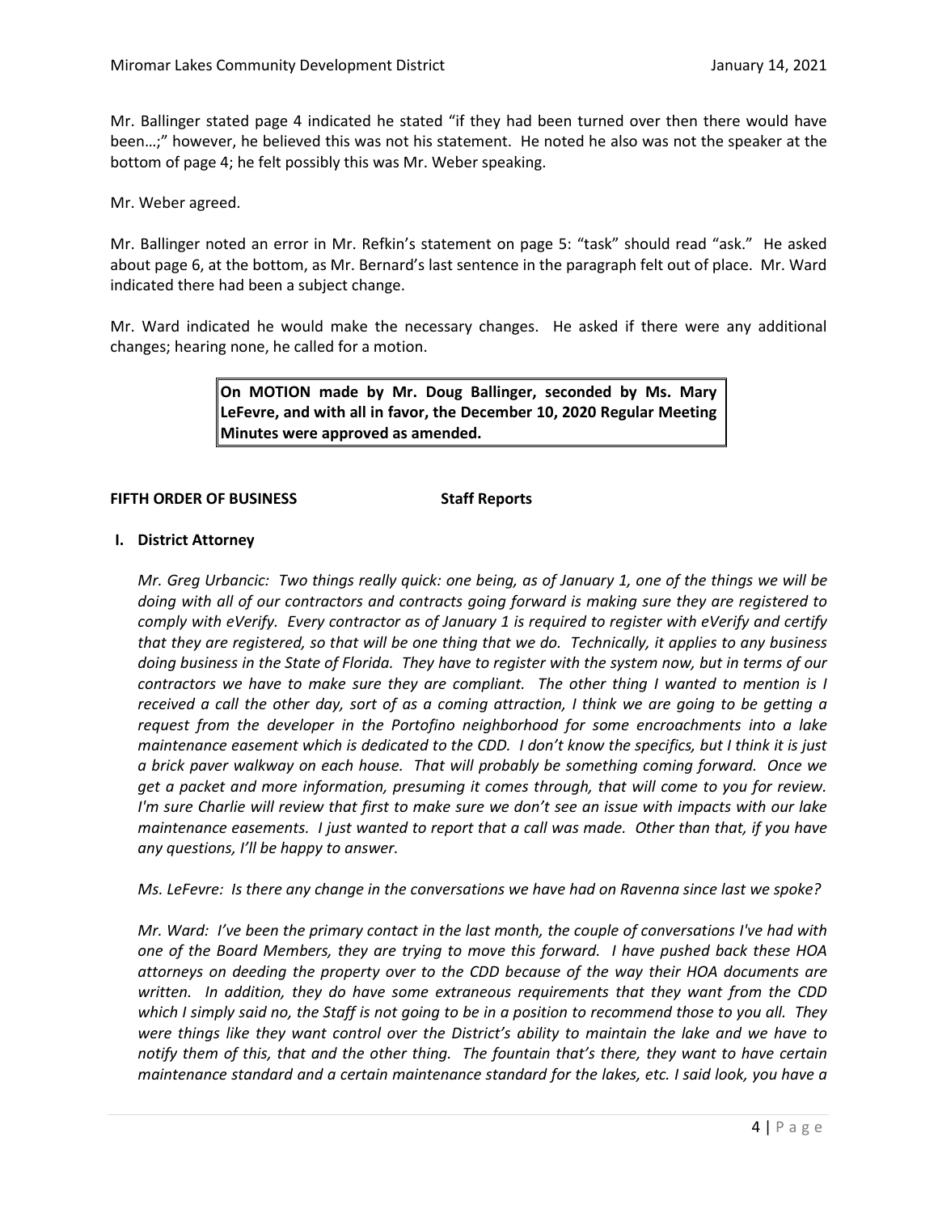Mr. Ballinger stated page 4 indicated he stated "if they had been turned over then there would have been…;" however, he believed this was not his statement. He noted he also was not the speaker at the bottom of page 4; he felt possibly this was Mr. Weber speaking.

Mr. Weber agreed.

Mr. Ballinger noted an error in Mr. Refkin's statement on page 5: "task" should read "ask." He asked about page 6, at the bottom, as Mr. Bernard's last sentence in the paragraph felt out of place. Mr. Ward indicated there had been a subject change.

Mr. Ward indicated he would make the necessary changes. He asked if there were any additional changes; hearing none, he called for a motion.

> **On MOTION made by Mr. Doug Ballinger, seconded by Ms. Mary LeFevre, and with all in favor, the December 10, 2020 Regular Meeting Minutes were approved as amended.**

**FIFTH ORDER OF BUSINESS Staff Reports**

**I. District Attorney**

*Mr. Greg Urbancic: Two things really quick: one being, as of January 1, one of the things we will be doing with all of our contractors and contracts going forward is making sure they are registered to comply with eVerify. Every contractor as of January 1 is required to register with eVerify and certify that they are registered, so that will be one thing that we do. Technically, it applies to any business doing business in the State of Florida. They have to register with the system now, but in terms of our contractors we have to make sure they are compliant. The other thing I wanted to mention is I received a call the other day, sort of as a coming attraction, I think we are going to be getting a request from the developer in the Portofino neighborhood for some encroachments into a lake maintenance easement which is dedicated to the CDD. I don't know the specifics, but I think it is just a brick paver walkway on each house. That will probably be something coming forward. Once we get a packet and more information, presuming it comes through, that will come to you for review. I'm sure Charlie will review that first to make sure we don't see an issue with impacts with our lake maintenance easements. I just wanted to report that a call was made. Other than that, if you have any questions, I'll be happy to answer.*

*Ms. LeFevre: Is there any change in the conversations we have had on Ravenna since last we spoke?*

*Mr. Ward: I've been the primary contact in the last month, the couple of conversations I've had with one of the Board Members, they are trying to move this forward. I have pushed back these HOA attorneys on deeding the property over to the CDD because of the way their HOA documents are written. In addition, they do have some extraneous requirements that they want from the CDD which I simply said no, the Staff is not going to be in a position to recommend those to you all. They were things like they want control over the District's ability to maintain the lake and we have to notify them of this, that and the other thing. The fountain that's there, they want to have certain maintenance standard and a certain maintenance standard for the lakes, etc. I said look, you have a*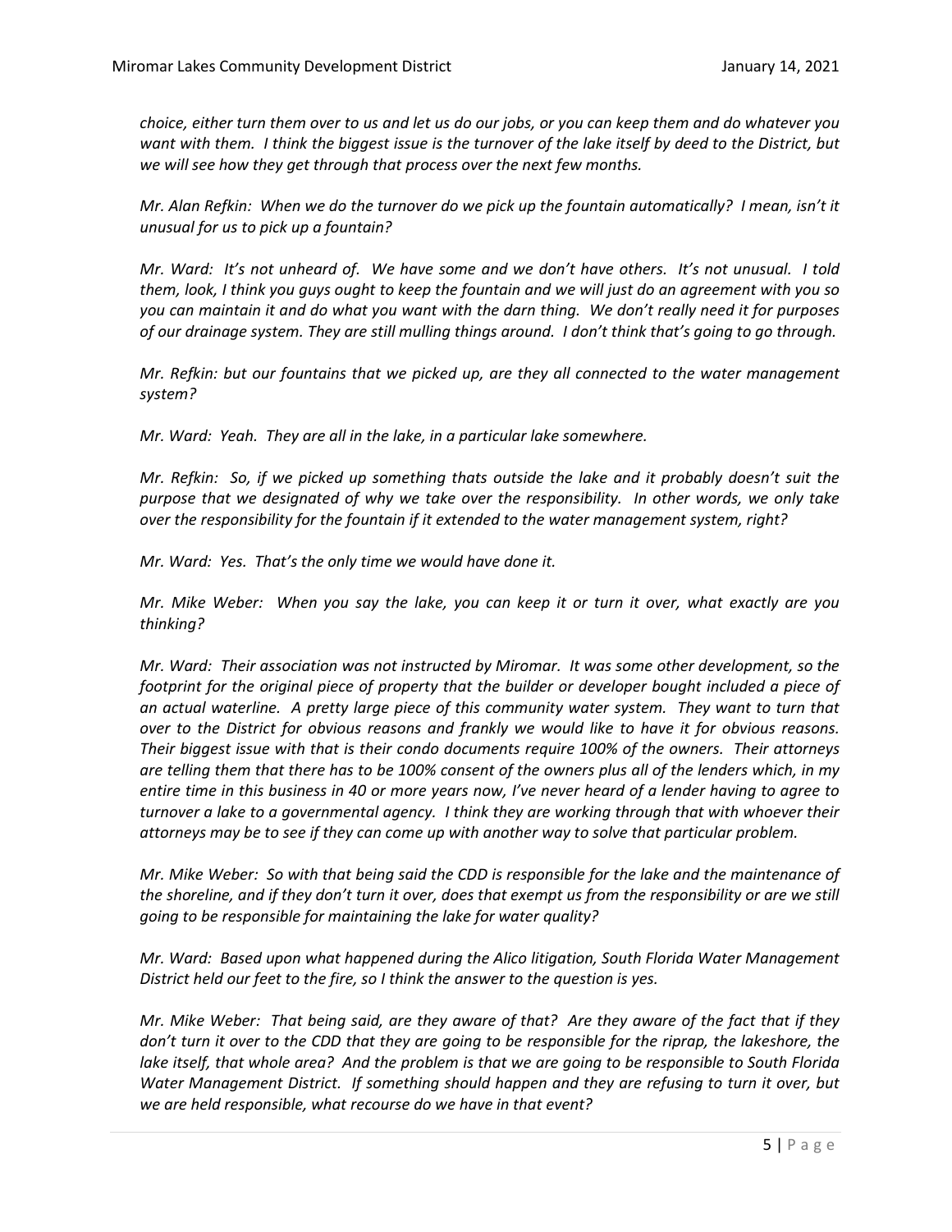*choice, either turn them over to us and let us do our jobs, or you can keep them and do whatever you want with them. I think the biggest issue is the turnover of the lake itself by deed to the District, but we will see how they get through that process over the next few months.*

*Mr. Alan Refkin: When we do the turnover do we pick up the fountain automatically? I mean, isn't it unusual for us to pick up a fountain?*

*Mr. Ward: It's not unheard of. We have some and we don't have others. It's not unusual. I told them, look, I think you guys ought to keep the fountain and we will just do an agreement with you so you can maintain it and do what you want with the darn thing. We don't really need it for purposes of our drainage system. They are still mulling things around. I don't think that's going to go through.*

*Mr. Refkin: but our fountains that we picked up, are they all connected to the water management system?*

*Mr. Ward: Yeah. They are all in the lake, in a particular lake somewhere.*

*Mr. Refkin: So, if we picked up something thats outside the lake and it probably doesn't suit the purpose that we designated of why we take over the responsibility. In other words, we only take over the responsibility for the fountain if it extended to the water management system, right?*

*Mr. Ward: Yes. That's the only time we would have done it.*

*Mr. Mike Weber: When you say the lake, you can keep it or turn it over, what exactly are you thinking?*

*Mr. Ward: Their association was not instructed by Miromar. It was some other development, so the footprint for the original piece of property that the builder or developer bought included a piece of an actual waterline. A pretty large piece of this community water system. They want to turn that over to the District for obvious reasons and frankly we would like to have it for obvious reasons. Their biggest issue with that is their condo documents require 100% of the owners. Their attorneys are telling them that there has to be 100% consent of the owners plus all of the lenders which, in my entire time in this business in 40 or more years now, I've never heard of a lender having to agree to turnover a lake to a governmental agency. I think they are working through that with whoever their attorneys may be to see if they can come up with another way to solve that particular problem.*

*Mr. Mike Weber: So with that being said the CDD is responsible for the lake and the maintenance of the shoreline, and if they don't turn it over, does that exempt us from the responsibility or are we still going to be responsible for maintaining the lake for water quality?*

*Mr. Ward: Based upon what happened during the Alico litigation, South Florida Water Management District held our feet to the fire, so I think the answer to the question is yes.*

*Mr. Mike Weber: That being said, are they aware of that? Are they aware of the fact that if they don't turn it over to the CDD that they are going to be responsible for the riprap, the lakeshore, the lake itself, that whole area? And the problem is that we are going to be responsible to South Florida Water Management District. If something should happen and they are refusing to turn it over, but we are held responsible, what recourse do we have in that event?*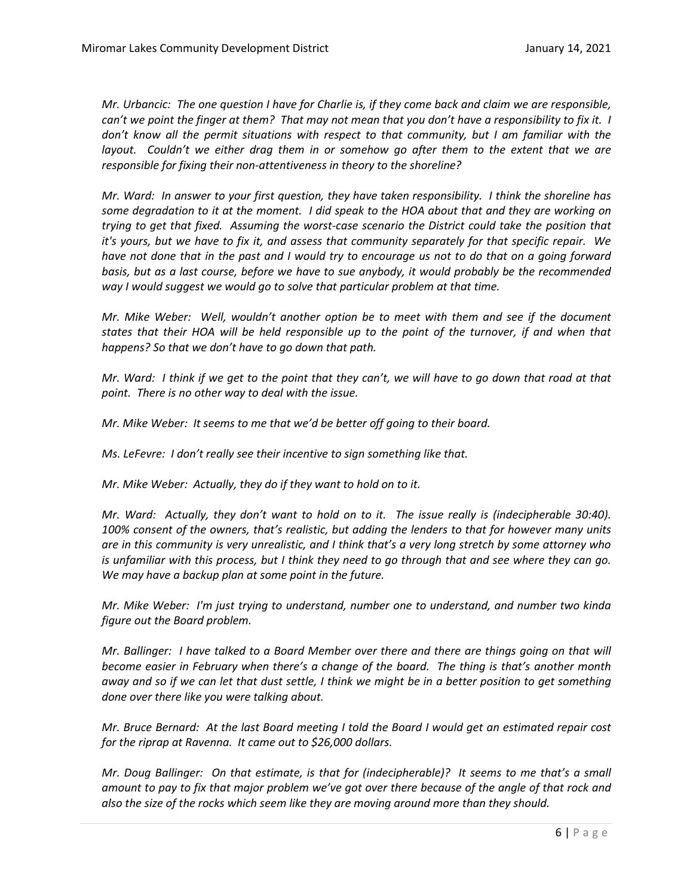*Mr. Urbancic: The one question I have for Charlie is, if they come back and claim we are responsible, can't we point the finger at them? That may not mean that you don't have a responsibility to fix it. I don't know all the permit situations with respect to that community, but I am familiar with the layout. Couldn't we either drag them in or somehow go after them to the extent that we are responsible for fixing their non-attentiveness in theory to the shoreline?*

*Mr. Ward: In answer to your first question, they have taken responsibility. I think the shoreline has some degradation to it at the moment. I did speak to the HOA about that and they are working on trying to get that fixed. Assuming the worst-case scenario the District could take the position that it's yours, but we have to fix it, and assess that community separately for that specific repair. We have not done that in the past and I would try to encourage us not to do that on a going forward basis, but as a last course, before we have to sue anybody, it would probably be the recommended way I would suggest we would go to solve that particular problem at that time.*

*Mr. Mike Weber: Well, wouldn't another option be to meet with them and see if the document states that their HOA will be held responsible up to the point of the turnover, if and when that happens? So that we don't have to go down that path.*

*Mr. Ward: I think if we get to the point that they can't, we will have to go down that road at that point. There is no other way to deal with the issue.*

*Mr. Mike Weber: It seems to me that we'd be better off going to their board.*

*Ms. LeFevre: I don't really see their incentive to sign something like that.*

*Mr. Mike Weber: Actually, they do if they want to hold on to it.*

*Mr. Ward: Actually, they don't want to hold on to it. The issue really is (indecipherable 30:40). 100% consent of the owners, that's realistic, but adding the lenders to that for however many units are in this community is very unrealistic, and I think that's a very long stretch by some attorney who is unfamiliar with this process, but I think they need to go through that and see where they can go. We may have a backup plan at some point in the future.*

*Mr. Mike Weber: I'm just trying to understand, number one to understand, and number two kinda figure out the Board problem.*

*Mr. Ballinger: I have talked to a Board Member over there and there are things going on that will become easier in February when there's a change of the board. The thing is that's another month away and so if we can let that dust settle, I think we might be in a better position to get something done over there like you were talking about.*

*Mr. Bruce Bernard: At the last Board meeting I told the Board I would get an estimated repair cost for the riprap at Ravenna. It came out to $26,000 dollars.*

*Mr. Doug Ballinger: On that estimate, is that for (indecipherable)? It seems to me that's a small amount to pay to fix that major problem we've got over there because of the angle of that rock and also the size of the rocks which seem like they are moving around more than they should.*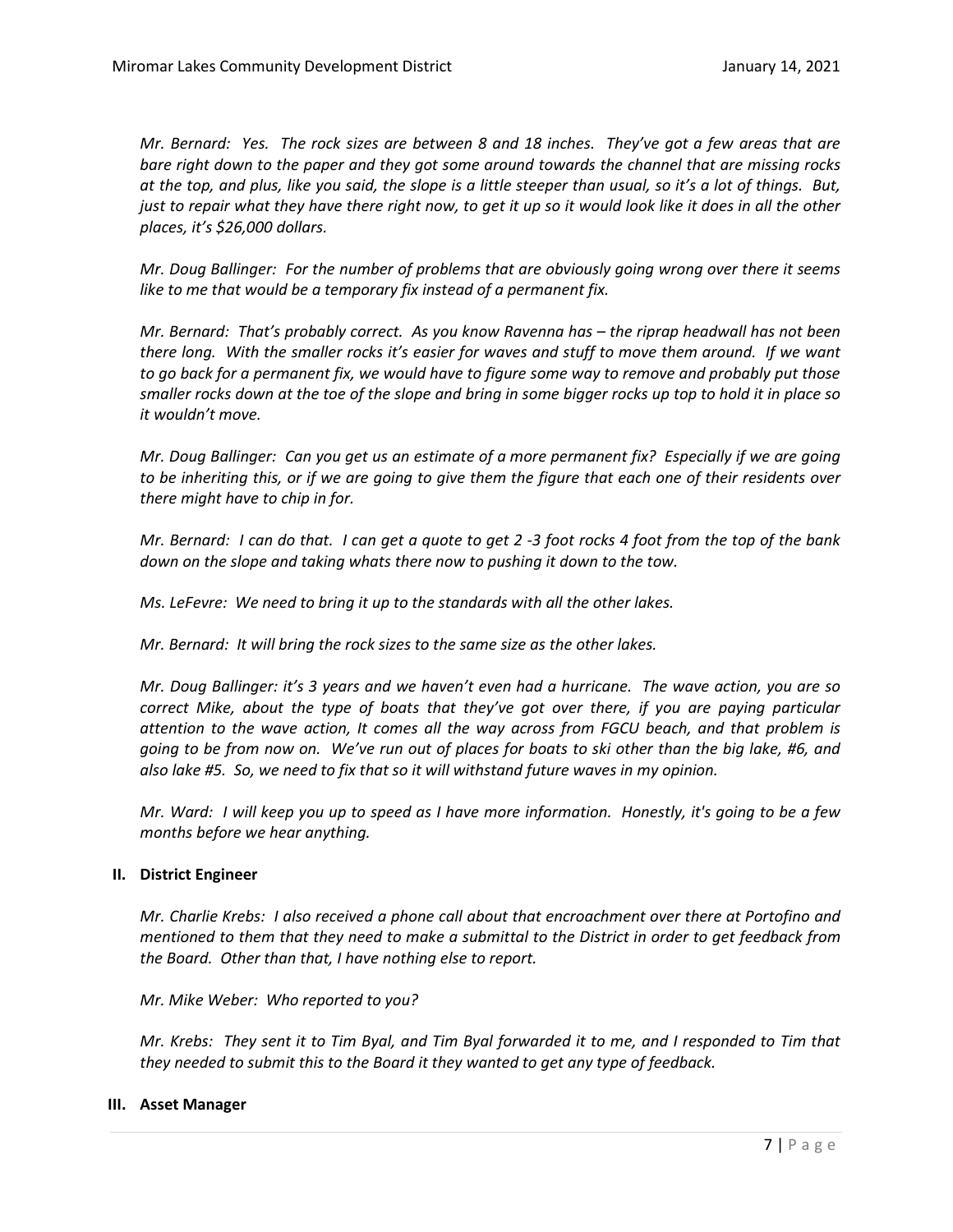*Mr. Bernard: Yes. The rock sizes are between 8 and 18 inches. They've got a few areas that are bare right down to the paper and they got some around towards the channel that are missing rocks at the top, and plus, like you said, the slope is a little steeper than usual, so it's a lot of things. But, just to repair what they have there right now, to get it up so it would look like it does in all the other places, it's $26,000 dollars.*

*Mr. Doug Ballinger: For the number of problems that are obviously going wrong over there it seems like to me that would be a temporary fix instead of a permanent fix.*

*Mr. Bernard: That's probably correct. As you know Ravenna has – the riprap headwall has not been there long. With the smaller rocks it's easier for waves and stuff to move them around. If we want to go back for a permanent fix, we would have to figure some way to remove and probably put those smaller rocks down at the toe of the slope and bring in some bigger rocks up top to hold it in place so it wouldn't move.*

*Mr. Doug Ballinger: Can you get us an estimate of a more permanent fix? Especially if we are going to be inheriting this, or if we are going to give them the figure that each one of their residents over there might have to chip in for.*

*Mr. Bernard: I can do that. I can get a quote to get 2 -3 foot rocks 4 foot from the top of the bank down on the slope and taking whats there now to pushing it down to the tow.*

*Ms. LeFevre: We need to bring it up to the standards with all the other lakes.*

*Mr. Bernard: It will bring the rock sizes to the same size as the other lakes.*

*Mr. Doug Ballinger: it's 3 years and we haven't even had a hurricane. The wave action, you are so correct Mike, about the type of boats that they've got over there, if you are paying particular attention to the wave action, It comes all the way across from FGCU beach, and that problem is going to be from now on. We've run out of places for boats to ski other than the big lake, #6, and also lake #5. So, we need to fix that so it will withstand future waves in my opinion.*

*Mr. Ward: I will keep you up to speed as I have more information. Honestly, it's going to be a few months before we hear anything.*

**II. District Engineer**

*Mr. Charlie Krebs: I also received a phone call about that encroachment over there at Portofino and mentioned to them that they need to make a submittal to the District in order to get feedback from the Board. Other than that, I have nothing else to report.*

*Mr. Mike Weber: Who reported to you?*

*Mr. Krebs: They sent it to Tim Byal, and Tim Byal forwarded it to me, and I responded to Tim that they needed to submit this to the Board it they wanted to get any type of feedback.*

**III. Asset Manager**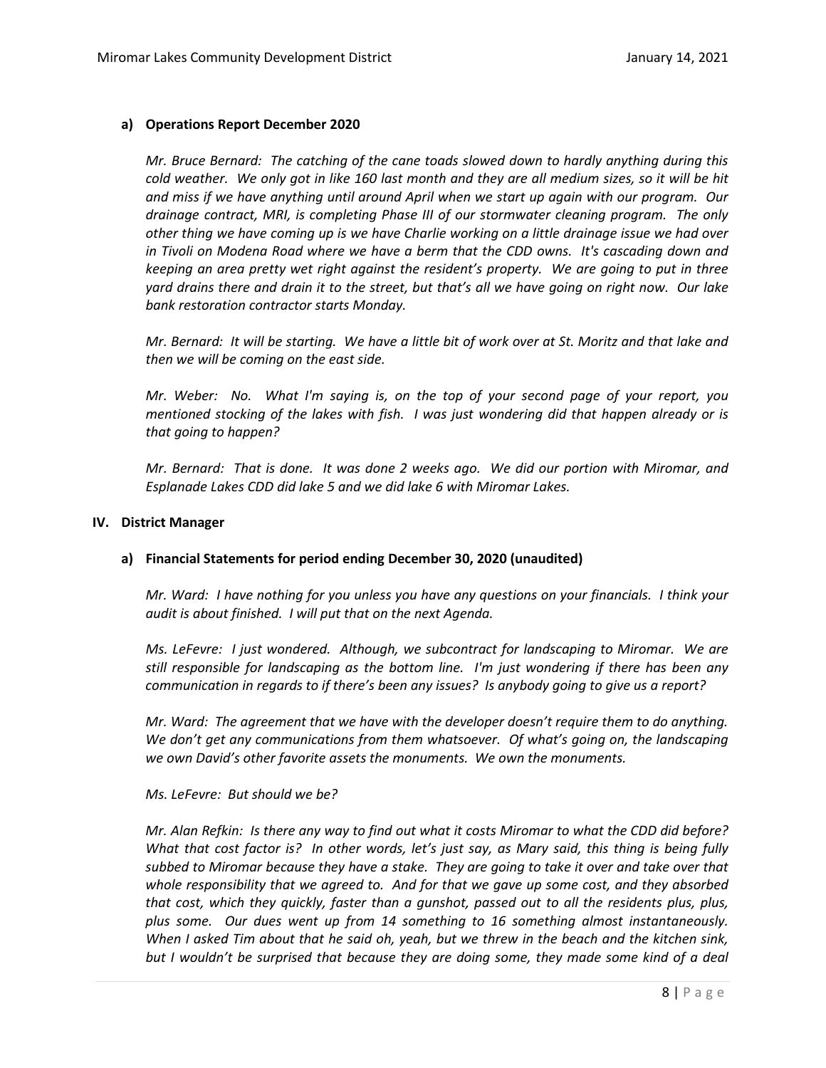### a) Operations Report December 2020

*Mr. Bruce Bernard: The catching of the cane toads slowed down to hardly anything during this cold weather. We only got in like 160 last month and they are all medium sizes, so it will be hit and miss if we have anything until around April when we start up again with our program. Our drainage contract, MRI, is completing Phase III of our stormwater cleaning program. The only other thing we have coming up is we have Charlie working on a little drainage issue we had over in Tivoli on Modena Road where we have a berm that the CDD owns. It's cascading down and keeping an area pretty wet right against the resident's property. We are going to put in three yard drains there and drain it to the street, but that's all we have going on right now. Our lake bank restoration contractor starts Monday.*

*Mr. Bernard: It will be starting. We have a little bit of work over at St. Moritz and that lake and then we will be coming on the east side.*

*Mr. Weber: No. What I'm saying is, on the top of your second page of your report, you mentioned stocking of the lakes with fish. I was just wondering did that happen already or is that going to happen?*

*Mr. Bernard: That is done. It was done 2 weeks ago. We did our portion with Miromar, and Esplanade Lakes CDD did lake 5 and we did lake 6 with Miromar Lakes.*

## IV. District Manager

### a) Financial Statements for period ending December 30, 2020 (unaudited)

*Mr. Ward: I have nothing for you unless you have any questions on your financials. I think your audit is about finished. I will put that on the next Agenda.*

*Ms. LeFevre: I just wondered. Although, we subcontract for landscaping to Miromar. We are still responsible for landscaping as the bottom line. I'm just wondering if there has been any communication in regards to if there's been any issues? Is anybody going to give us a report?*

*Mr. Ward: The agreement that we have with the developer doesn't require them to do anything. We don't get any communications from them whatsoever. Of what's going on, the landscaping we own David's other favorite assets the monuments. We own the monuments.*

*Ms. LeFevre: But should we be?*

*Mr. Alan Refkin: Is there any way to find out what it costs Miromar to what the CDD did before? What that cost factor is? In other words, let's just say, as Mary said, this thing is being fully subbed to Miromar because they have a stake. They are going to take it over and take over that whole responsibility that we agreed to. And for that we gave up some cost, and they absorbed that cost, which they quickly, faster than a gunshot, passed out to all the residents plus, plus, plus some. Our dues went up from 14 something to 16 something almost instantaneously. When I asked Tim about that he said oh, yeah, but we threw in the beach and the kitchen sink, but I wouldn't be surprised that because they are doing some, they made some kind of a deal*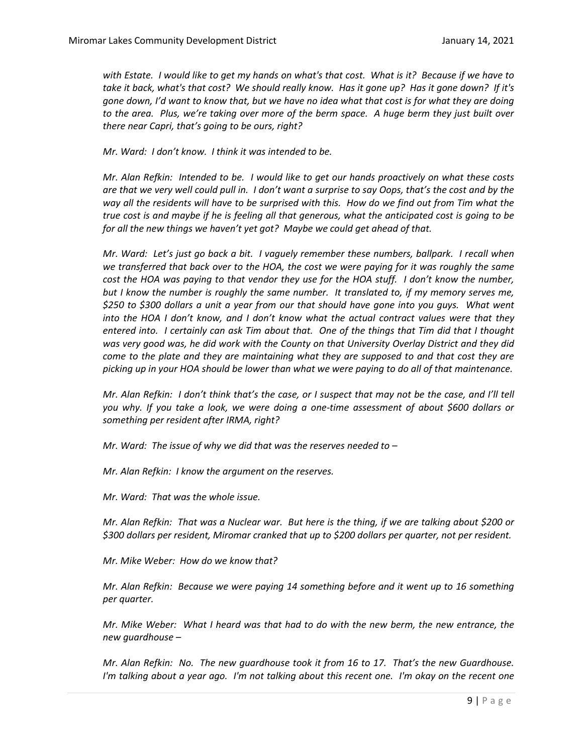*with Estate. I would like to get my hands on what's that cost. What is it? Because if we have to take it back, what's that cost? We should really know. Has it gone up? Has it gone down? If it's gone down, I'd want to know that, but we have no idea what that cost is for what they are doing to the area. Plus, we're taking over more of the berm space. A huge berm they just built over there near Capri, that's going to be ours, right?*

*Mr. Ward: I don't know. I think it was intended to be.*

*Mr. Alan Refkin: Intended to be. I would like to get our hands proactively on what these costs are that we very well could pull in. I don't want a surprise to say Oops, that's the cost and by the way all the residents will have to be surprised with this. How do we find out from Tim what the true cost is and maybe if he is feeling all that generous, what the anticipated cost is going to be for all the new things we haven't yet got? Maybe we could get ahead of that.*

*Mr. Ward: Let's just go back a bit. I vaguely remember these numbers, ballpark. I recall when we transferred that back over to the HOA, the cost we were paying for it was roughly the same cost the HOA was paying to that vendor they use for the HOA stuff. I don't know the number, but I know the number is roughly the same number. It translated to, if my memory serves me, $250 to $300 dollars a unit a year from our that should have gone into you guys. What went into the HOA I don't know, and I don't know what the actual contract values were that they entered into. I certainly can ask Tim about that. One of the things that Tim did that I thought was very good was, he did work with the County on that University Overlay District and they did come to the plate and they are maintaining what they are supposed to and that cost they are picking up in your HOA should be lower than what we were paying to do all of that maintenance.*

*Mr. Alan Refkin: I don't think that's the case, or I suspect that may not be the case, and I'll tell you why. If you take a look, we were doing a one-time assessment of about $600 dollars or something per resident after IRMA, right?*

*Mr. Ward: The issue of why we did that was the reserves needed to –*

*Mr. Alan Refkin: I know the argument on the reserves.*

*Mr. Ward: That was the whole issue.*

*Mr. Alan Refkin: That was a Nuclear war. But here is the thing, if we are talking about $200 or $300 dollars per resident, Miromar cranked that up to $200 dollars per quarter, not per resident.*

*Mr. Mike Weber: How do we know that?*

*Mr. Alan Refkin: Because we were paying 14 something before and it went up to 16 something per quarter.*

*Mr. Mike Weber: What I heard was that had to do with the new berm, the new entrance, the new guardhouse –*

*Mr. Alan Refkin: No. The new guardhouse took it from 16 to 17. That's the new Guardhouse. I'm talking about a year ago. I'm not talking about this recent one. I'm okay on the recent one*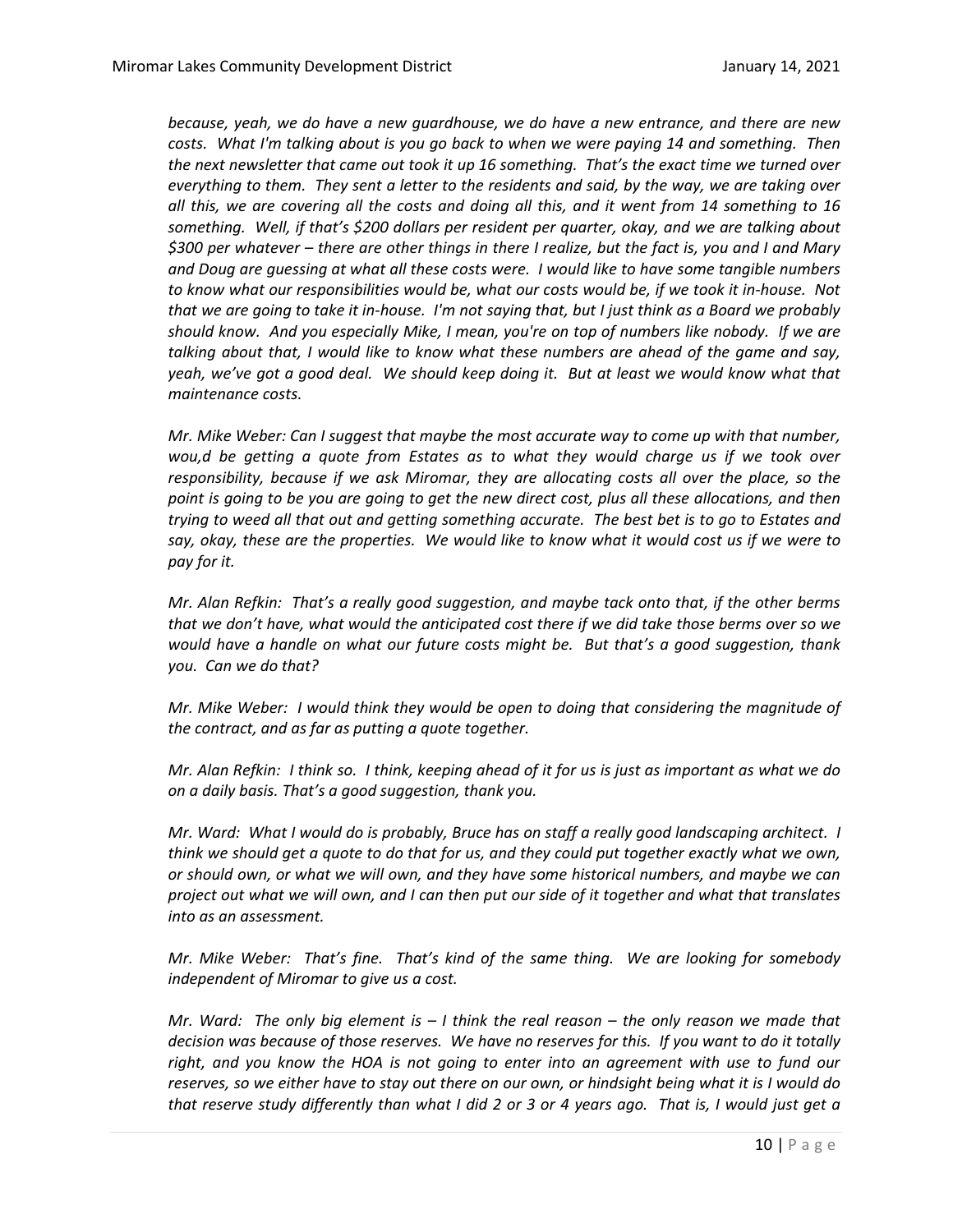*because, yeah, we do have a new guardhouse, we do have a new entrance, and there are new costs. What I'm talking about is you go back to when we were paying 14 and something. Then the next newsletter that came out took it up 16 something. That's the exact time we turned over everything to them. They sent a letter to the residents and said, by the way, we are taking over all this, we are covering all the costs and doing all this, and it went from 14 something to 16 something. Well, if that's $200 dollars per resident per quarter, okay, and we are talking about $300 per whatever – there are other things in there I realize, but the fact is, you and I and Mary and Doug are guessing at what all these costs were. I would like to have some tangible numbers to know what our responsibilities would be, what our costs would be, if we took it in-house. Not that we are going to take it in-house. I'm not saying that, but I just think as a Board we probably should know. And you especially Mike, I mean, you're on top of numbers like nobody. If we are talking about that, I would like to know what these numbers are ahead of the game and say, yeah, we've got a good deal. We should keep doing it. But at least we would know what that maintenance costs.*

*Mr. Mike Weber: Can I suggest that maybe the most accurate way to come up with that number, wou,d be getting a quote from Estates as to what they would charge us if we took over responsibility, because if we ask Miromar, they are allocating costs all over the place, so the point is going to be you are going to get the new direct cost, plus all these allocations, and then trying to weed all that out and getting something accurate. The best bet is to go to Estates and say, okay, these are the properties. We would like to know what it would cost us if we were to pay for it.*

*Mr. Alan Refkin: That's a really good suggestion, and maybe tack onto that, if the other berms that we don't have, what would the anticipated cost there if we did take those berms over so we would have a handle on what our future costs might be. But that's a good suggestion, thank you. Can we do that?*

*Mr. Mike Weber: I would think they would be open to doing that considering the magnitude of the contract, and as far as putting a quote together.*

*Mr. Alan Refkin: I think so. I think, keeping ahead of it for us is just as important as what we do on a daily basis. That's a good suggestion, thank you.*

*Mr. Ward: What I would do is probably, Bruce has on staff a really good landscaping architect. I think we should get a quote to do that for us, and they could put together exactly what we own, or should own, or what we will own, and they have some historical numbers, and maybe we can project out what we will own, and I can then put our side of it together and what that translates into as an assessment.*

*Mr. Mike Weber: That's fine. That's kind of the same thing. We are looking for somebody independent of Miromar to give us a cost.*

*Mr. Ward: The only big element is – I think the real reason – the only reason we made that decision was because of those reserves. We have no reserves for this. If you want to do it totally right, and you know the HOA is not going to enter into an agreement with use to fund our reserves, so we either have to stay out there on our own, or hindsight being what it is I would do that reserve study differently than what I did 2 or 3 or 4 years ago. That is, I would just get a*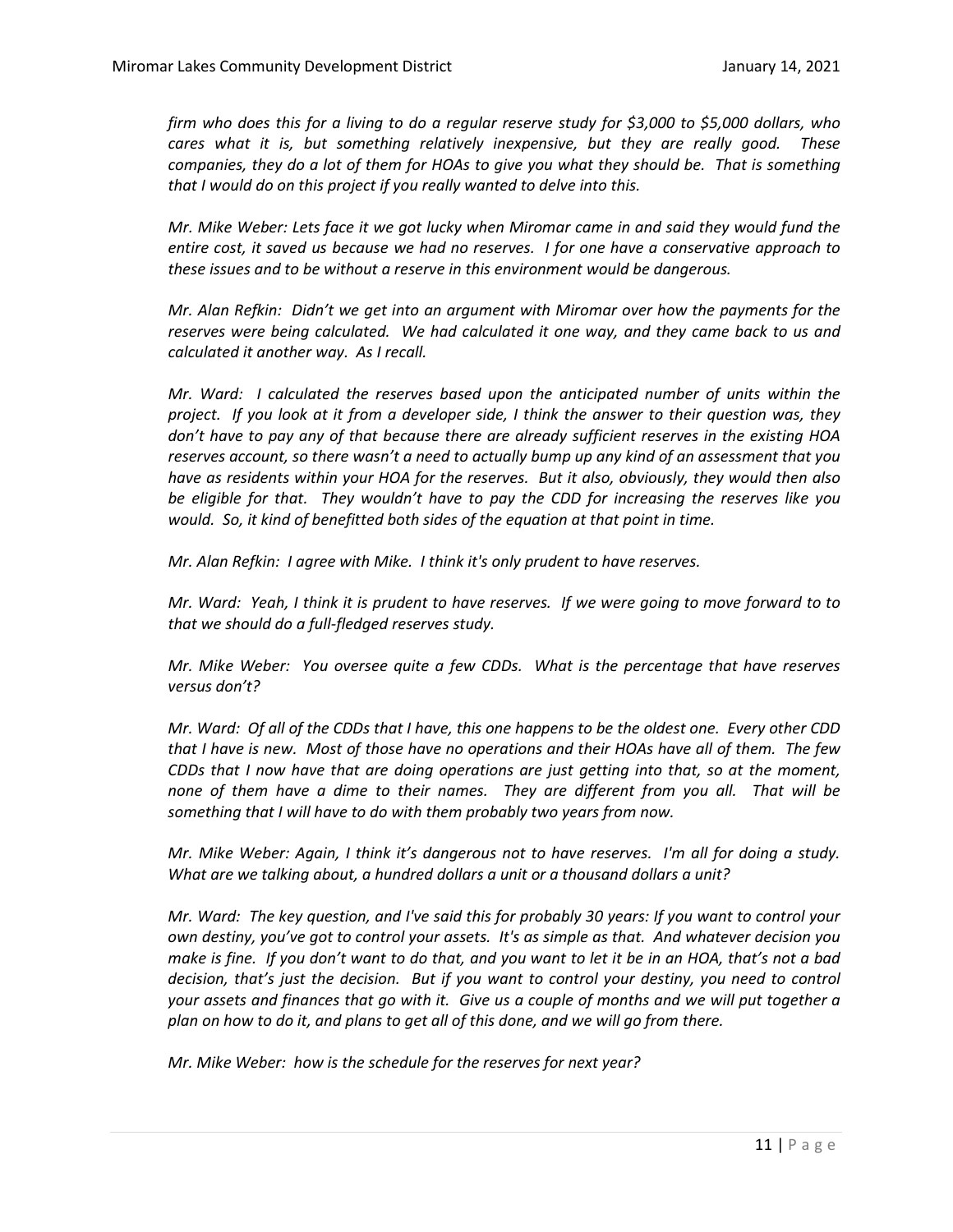*firm who does this for a living to do a regular reserve study for $3,000 to $5,000 dollars, who cares what it is, but something relatively inexpensive, but they are really good. These companies, they do a lot of them for HOAs to give you what they should be. That is something that I would do on this project if you really wanted to delve into this.*

*Mr. Mike Weber: Lets face it we got lucky when Miromar came in and said they would fund the entire cost, it saved us because we had no reserves. I for one have a conservative approach to these issues and to be without a reserve in this environment would be dangerous.*

*Mr. Alan Refkin: Didn't we get into an argument with Miromar over how the payments for the reserves were being calculated. We had calculated it one way, and they came back to us and calculated it another way. As I recall.*

*Mr. Ward: I calculated the reserves based upon the anticipated number of units within the project. If you look at it from a developer side, I think the answer to their question was, they don't have to pay any of that because there are already sufficient reserves in the existing HOA reserves account, so there wasn't a need to actually bump up any kind of an assessment that you have as residents within your HOA for the reserves. But it also, obviously, they would then also be eligible for that. They wouldn't have to pay the CDD for increasing the reserves like you would. So, it kind of benefitted both sides of the equation at that point in time.*

*Mr. Alan Refkin: I agree with Mike. I think it's only prudent to have reserves.*

*Mr. Ward: Yeah, I think it is prudent to have reserves. If we were going to move forward to to that we should do a full-fledged reserves study.*

*Mr. Mike Weber: You oversee quite a few CDDs. What is the percentage that have reserves versus don't?*

*Mr. Ward: Of all of the CDDs that I have, this one happens to be the oldest one. Every other CDD that I have is new. Most of those have no operations and their HOAs have all of them. The few CDDs that I now have that are doing operations are just getting into that, so at the moment, none of them have a dime to their names. They are different from you all. That will be something that I will have to do with them probably two years from now.*

*Mr. Mike Weber: Again, I think it's dangerous not to have reserves. I'm all for doing a study. What are we talking about, a hundred dollars a unit or a thousand dollars a unit?*

*Mr. Ward: The key question, and I've said this for probably 30 years: If you want to control your own destiny, you've got to control your assets. It's as simple as that. And whatever decision you make is fine. If you don't want to do that, and you want to let it be in an HOA, that's not a bad decision, that's just the decision. But if you want to control your destiny, you need to control your assets and finances that go with it. Give us a couple of months and we will put together a plan on how to do it, and plans to get all of this done, and we will go from there.*

*Mr. Mike Weber: how is the schedule for the reserves for next year?*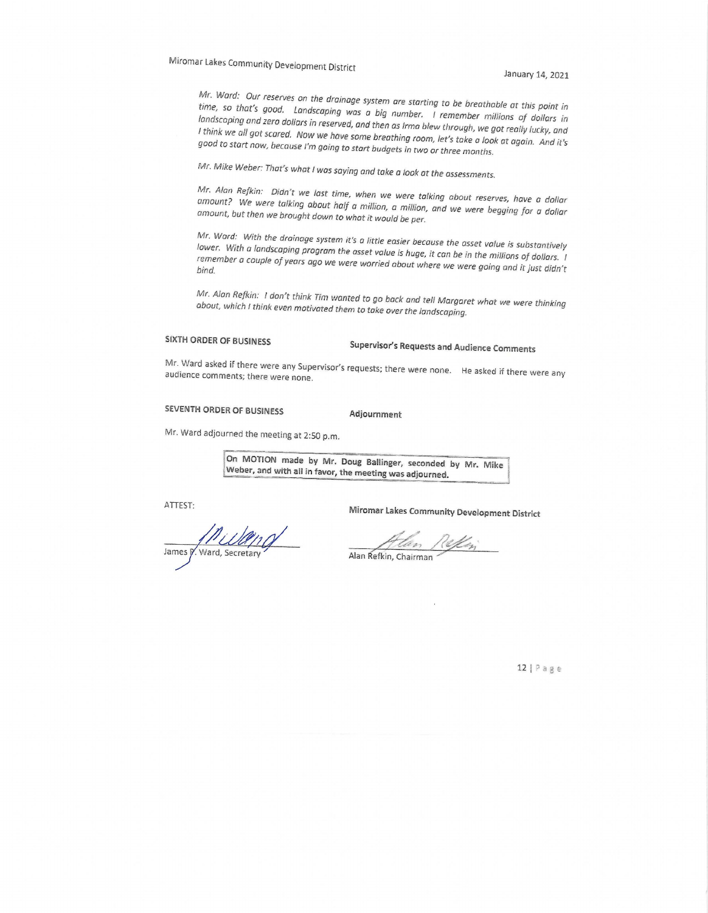*Mr. Ward: Our reserves on the drainage system are starting to be breathable at this point in time, so that's good. Landscaping was a big number. I remember millions of dollars in landscaping and zero dollars in reserved, and then as Irma blew through, we got really lucky, and I think we all got scared. Now we have some breathing room, let's take a look at again. And it's good to start now, because I'm going to start budgets in two or three months.*

*Mr. Mike Weber: That's what I was saying and take a look at the assessments.*

*Mr. Alan Refkin: Didn't we last time, when we were talking about reserves, have a dollar amount? We were talking about half a million, a million, and we were begging for a dollar amount, but then we brought down to what it would be per.*

*Mr. Ward: With the drainage system it's a little easier because the asset value is substantively lower. With a landscaping program the asset value is huge, it can be in the millions of dollars. I remember a couple of years ago we were worried about where we were going and it just didn't bind.*

*Mr. Alan Refkin: I don't think Tim wanted to go back and tell Margaret what we were thinking about, which I think even motivated them to take over the landscaping.*

**SIXTH ORDER OF BUSINESS** **Supervisor's Requests and Audience Comments**

Mr. Ward asked if there were any Supervisor's requests; there were none. He asked if there were any audience comments; there were none.

**SEVENTH ORDER OF BUSINESS** **Adjournment**

Mr. Ward adjourned the meeting at 2:50 p.m.

> **On MOTION made by Mr. Doug Ballinger, seconded by Mr. Mike Weber, and with all in favor, the meeting was adjourned.**

ATTEST:

James P. Ward, Secretary

**Miromar Lakes Community Development District**

Alan Refkin, Chairman